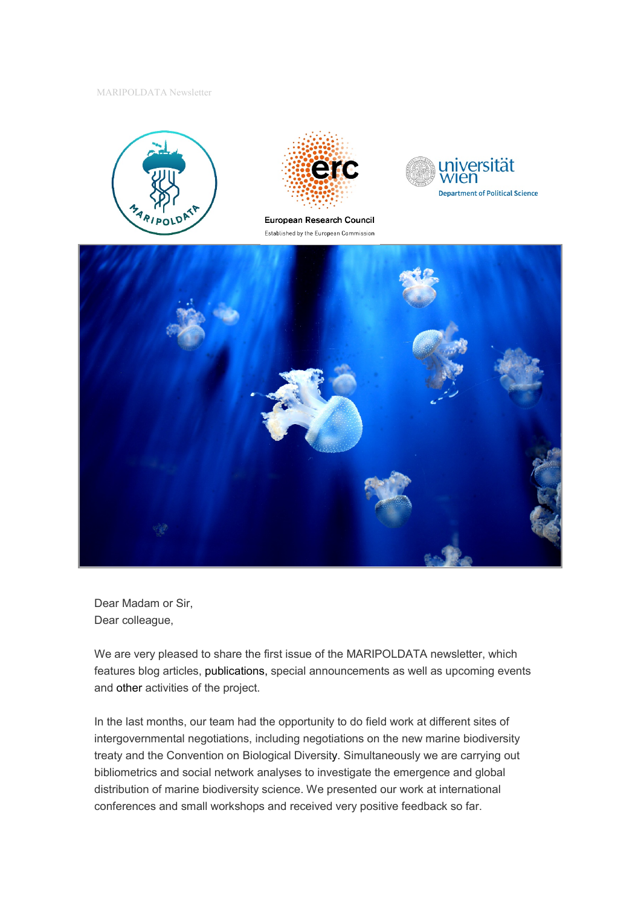MARIPOLDATA Newsletter

European Research Council
Established by the European Commission

universität wien
Department of Political Science

Dear Madam or Sir,
Dear colleague,

We are very pleased to share the first issue of the MARIPOLDATA newsletter, which features blog articles, publications, special announcements as well as upcoming events and other activities of the project.

In the last months, our team had the opportunity to do field work at different sites of intergovernmental negotiations, including negotiations on the new marine biodiversity treaty and the Convention on Biological Diversity. Simultaneously we are carrying out bibliometrics and social network analyses to investigate the emergence and global distribution of marine biodiversity science. We presented our work at international conferences and small workshops and received very positive feedback so far.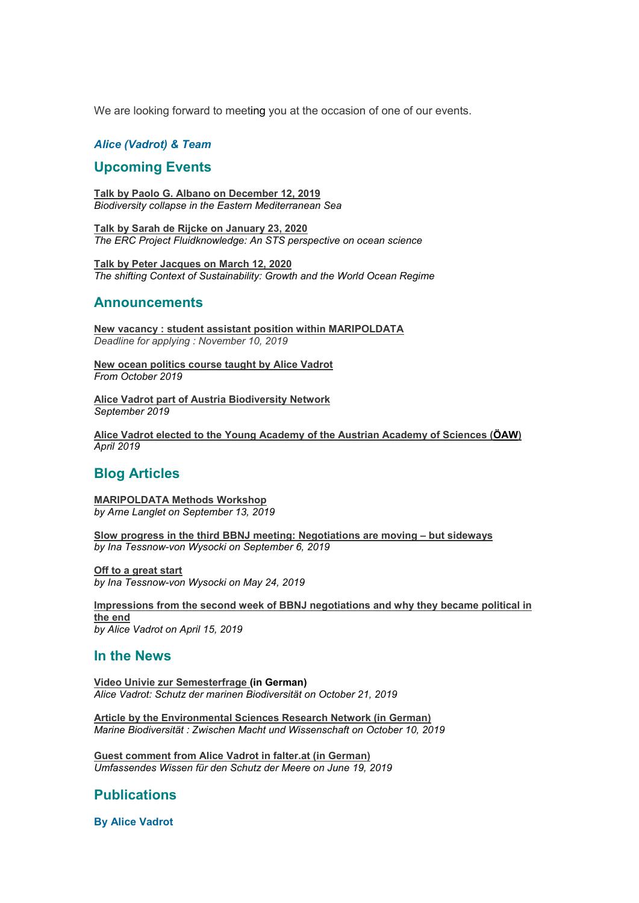We are looking forward to meeting you at the occasion of one of our events.

***Alice (Vadrot) & Team***

## Upcoming Events

**Talk by Paolo G. Albano on December 12, 2019**
*Biodiversity collapse in the Eastern Mediterranean Sea*

**Talk by Sarah de Rijcke on January 23, 2020**
*The ERC Project Fluidknowledge: An STS perspective on ocean science*

**Talk by Peter Jacques on March 12, 2020**
*The shifting Context of Sustainability: Growth and the World Ocean Regime*

## Announcements

**New vacancy : student assistant position within MARIPOLDATA**
*Deadline for applying : November 10, 2019*

**New ocean politics course taught by Alice Vadrot**
*From October 2019*

**Alice Vadrot part of Austria Biodiversity Network**
*September 2019*

**Alice Vadrot elected to the Young Academy of the Austrian Academy of Sciences (ÖAW)**
*April 2019*

## Blog Articles

**MARIPOLDATA Methods Workshop**
*by Arne Langlet on September 13, 2019*

**Slow progress in the third BBNJ meeting: Negotiations are moving – but sideways**
*by Ina Tessnow-von Wysocki on September 6, 2019*

**Off to a great start**
*by Ina Tessnow-von Wysocki on May 24, 2019*

**Impressions from the second week of BBNJ negotiations and why they became political in the end**
*by Alice Vadrot on April 15, 2019*

## In the News

**Video Univie zur Semesterfrage (in German)**
*Alice Vadrot: Schutz der marinen Biodiversität on October 21, 2019*

**Article by the Environmental Sciences Research Network (in German)**
*Marine Biodiversität : Zwischen Macht und Wissenschaft on October 10, 2019*

**Guest comment from Alice Vadrot in falter.at (in German)**
*Umfassendes Wissen für den Schutz der Meere on June 19, 2019*

## Publications

### By Alice Vadrot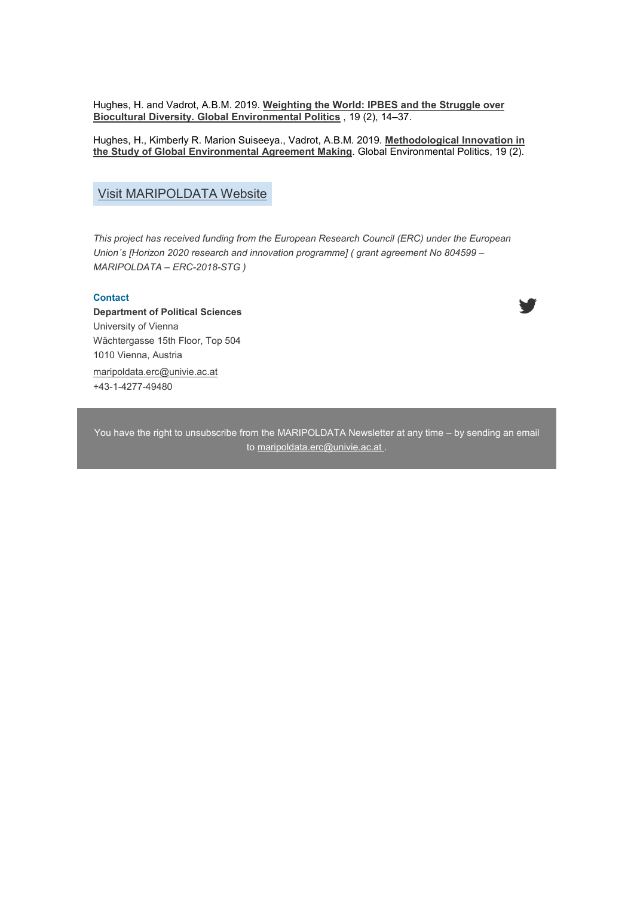Hughes, H. and Vadrot, A.B.M. 2019. **Weighting the World: IPBES and the Struggle over Biocultural Diversity. Global Environmental Politics** , 19 (2), 14–37.

Hughes, H., Kimberly R. Marion Suiseeya., Vadrot, A.B.M. 2019. **Methodological Innovation in the Study of Global Environmental Agreement Making**. Global Environmental Politics, 19 (2).

Visit MARIPOLDATA Website

*This project has received funding from the European Research Council (ERC) under the European Union´s [Horizon 2020 research and innovation programme] ( grant agreement No 804599 – MARIPOLDATA – ERC-2018-STG )*

**Contact**

**Department of Political Sciences**
University of Vienna
Wächtergasse 15th Floor, Top 504
1010 Vienna, Austria
maripoldata.erc@univie.ac.at
+43-1-4277-49480

You have the right to unsubscribe from the MARIPOLDATA Newsletter at any time – by sending an email to maripoldata.erc@univie.ac.at .